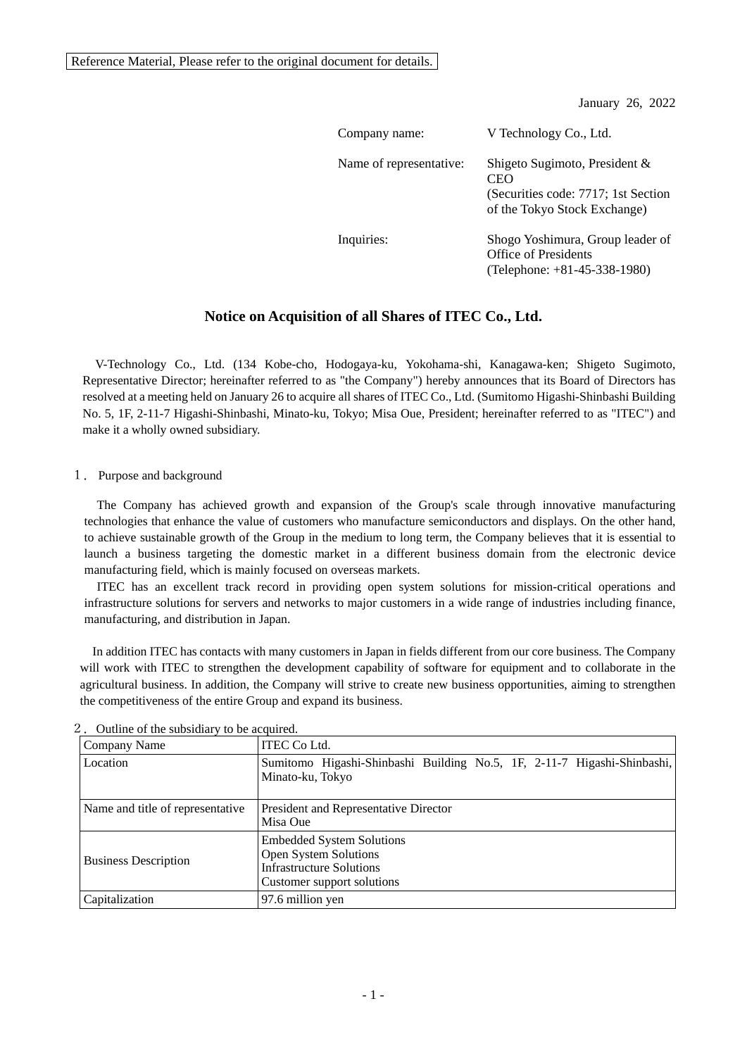Reference Material, Please refer to the original document for details.

January 26, 2022

Company name: V Technology Co., Ltd.

Name of representative: Shigeto Sugimoto, President & CEO
(Securities code: 7717; 1st Section of the Tokyo Stock Exchange)

Inquiries: Shogo Yoshimura, Group leader of Office of Presidents
(Telephone: +81-45-338-1980)

## Notice on Acquisition of all Shares of ITEC Co., Ltd.

V-Technology Co., Ltd. (134 Kobe-cho, Hodogaya-ku, Yokohama-shi, Kanagawa-ken; Shigeto Sugimoto, Representative Director; hereinafter referred to as "the Company") hereby announces that its Board of Directors has resolved at a meeting held on January 26 to acquire all shares of ITEC Co., Ltd. (Sumitomo Higashi-Shinbashi Building No. 5, 1F, 2-11-7 Higashi-Shinbashi, Minato-ku, Tokyo; Misa Oue, President; hereinafter referred to as "ITEC") and make it a wholly owned subsidiary.

１． Purpose and background

The Company has achieved growth and expansion of the Group's scale through innovative manufacturing technologies that enhance the value of customers who manufacture semiconductors and displays. On the other hand, to achieve sustainable growth of the Group in the medium to long term, the Company believes that it is essential to launch a business targeting the domestic market in a different business domain from the electronic device manufacturing field, which is mainly focused on overseas markets.

ITEC has an excellent track record in providing open system solutions for mission-critical operations and infrastructure solutions for servers and networks to major customers in a wide range of industries including finance, manufacturing, and distribution in Japan.

In addition ITEC has contacts with many customers in Japan in fields different from our core business. The Company will work with ITEC to strengthen the development capability of software for equipment and to collaborate in the agricultural business. In addition, the Company will strive to create new business opportunities, aiming to strengthen the competitiveness of the entire Group and expand its business.

２． Outline of the subsidiary to be acquired.

| Company Name | ITEC Co Ltd. |
|---|---|
| Location | Sumitomo Higashi-Shinbashi Building No.5, 1F, 2-11-7 Higashi-Shinbashi, Minato-ku, Tokyo |
| Name and title of representative | President and Representative Director<br>Misa Oue |
| Business Description | Embedded System Solutions<br>Open System Solutions<br>Infrastructure Solutions<br>Customer support solutions |
| Capitalization | 97.6 million yen |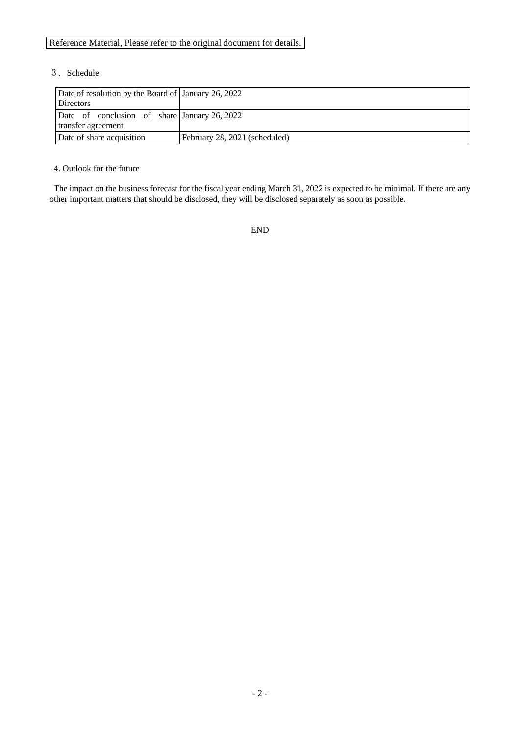Reference Material, Please refer to the original document for details.

３．Schedule

| | |
|---|---|
| Date of resolution by the Board of Directors | January 26, 2022 |
| Date of conclusion of share transfer agreement | January 26, 2022 |
| Date of share acquisition | February 28, 2021 (scheduled) |

4. Outlook for the future

The impact on the business forecast for the fiscal year ending March 31, 2022 is expected to be minimal. If there are any other important matters that should be disclosed, they will be disclosed separately as soon as possible.

END